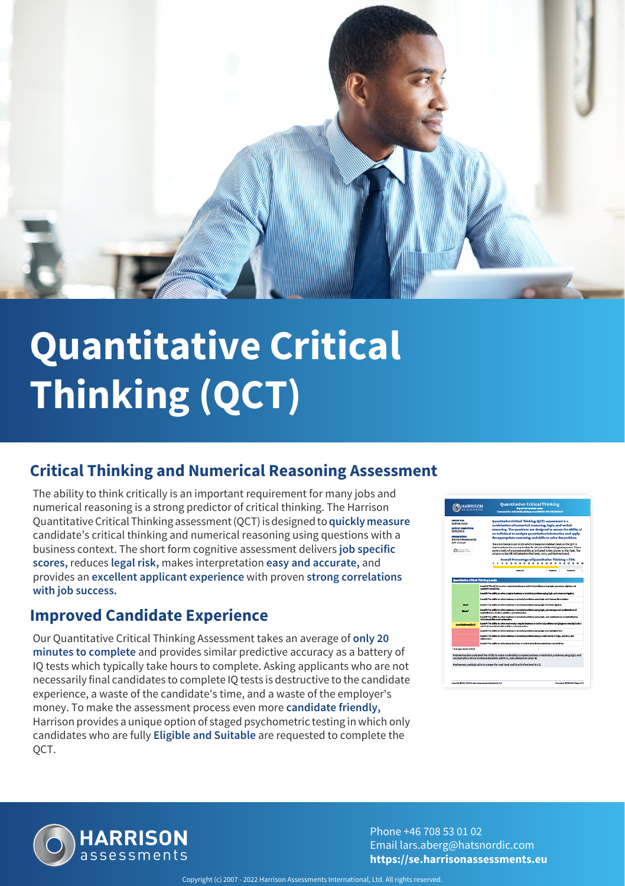# Quantitative Critical Thinking (QCT)

## Critical Thinking and Numerical Reasoning Assessment

The ability to think critically is an important requirement for many jobs and numerical reasoning is a strong predictor of critical thinking. The Harrison Quantitative Critical Thinking assessment (QCT) is designed to **quickly measure** candidate's critical thinking and numerical reasoning using questions with a business context. The short form cognitive assessment delivers **job specific scores,** reduces **legal risk,** makes interpretation **easy and accurate,** and provides an **excellent applicant experience** with proven **strong correlations with job success.**

## Improved Candidate Experience

Our Quantitative Critical Thinking Assessment takes an average of **only 20 minutes to complete** and provides similar predictive accuracy as a battery of IQ tests which typically take hours to complete. Asking applicants who are not necessarily final candidates to complete IQ tests is destructive to the candidate experience, a waste of the candidate's time, and a waste of the employer's money. To make the assessment process even more **candidate friendly,** Harrison provides a unique option of staged psychometric testing in which only candidates who are fully **Eligible and Suitable** are requested to complete the QCT.

**HARRISON** assessments

Phone +46 708 53 01 02
Email lars.aberg@hatsnordic.com
**https://se.harrisonassessments.eu**

Copyright (c) 2007 - 2022 Harrison Assessments International, Ltd. All rights reserved.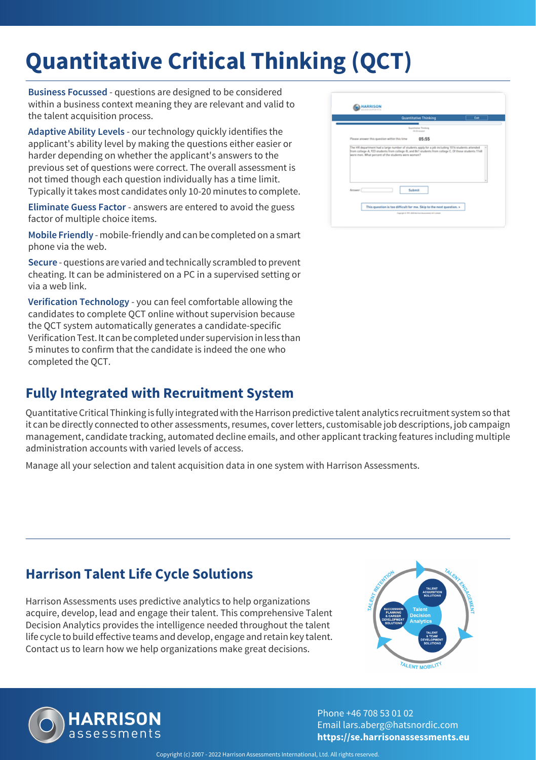# Quantitative Critical Thinking (QCT)

**Business Focussed** - questions are designed to be considered within a business context meaning they are relevant and valid to the talent acquisition process.

**Adaptive Ability Levels** - our technology quickly identifies the applicant's ability level by making the questions either easier or harder depending on whether the applicant's answers to the previous set of questions were correct. The overall assessment is not timed though each question individually has a time limit. Typically it takes most candidates only 10-20 minutes to complete.

**Eliminate Guess Factor** - answers are entered to avoid the guess factor of multiple choice items.

**Mobile Friendly** - mobile-friendly and can be completed on a smart phone via the web.

**Secure** - questions are varied and technically scrambled to prevent cheating. It can be administered on a PC in a supervised setting or via a web link.

**Verification Technology** - you can feel comfortable allowing the candidates to complete QCT online without supervision because the QCT system automatically generates a candidate-specific Verification Test. It can be completed under supervision in less than 5 minutes to confirm that the candidate is indeed the one who completed the QCT.

## Fully Integrated with Recruitment System

Quantitative Critical Thinking is fully integrated with the Harrison predictive talent analytics recruitment system so that it can be directly connected to other assessments, resumes, cover letters, customisable job descriptions, job campaign management, candidate tracking, automated decline emails, and other applicant tracking features including multiple administration accounts with varied levels of access.

Manage all your selection and talent acquisition data in one system with Harrison Assessments.

## Harrison Talent Life Cycle Solutions

Harrison Assessments uses predictive analytics to help organizations acquire, develop, lead and engage their talent. This comprehensive Talent Decision Analytics provides the intelligence needed throughout the talent life cycle to build effective teams and develop, engage and retain key talent. Contact us to learn how we help organizations make great decisions.

Phone +46 708 53 01 02
Email lars.aberg@hatsnordic.com
**https://se.harrisonassessments.eu**

Copyright (c) 2007 - 2022 Harrison Assessments International, Ltd. All rights reserved.